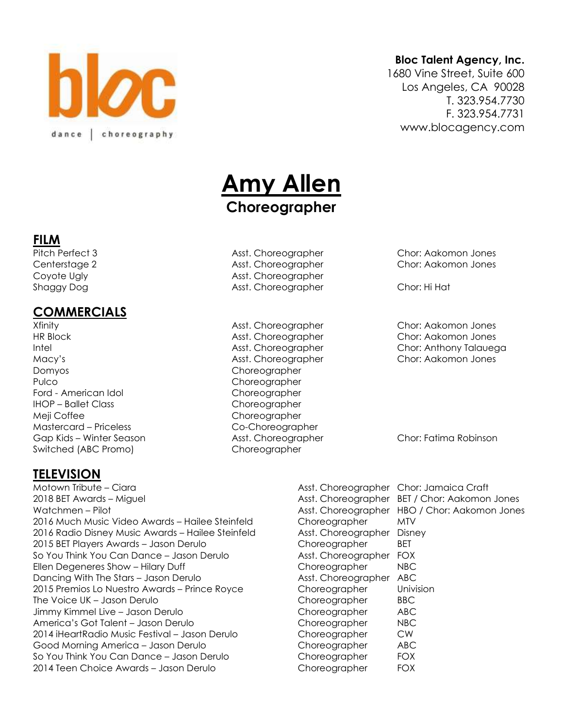bloc
dance | choreography

**Bloc Talent Agency, Inc.**
1680 Vine Street, Suite 600
Los Angeles, CA 90028
T. 323.954.7730
F. 323.954.7731
www.blocagency.com

# Amy Allen

## Choreographer

## FILM

| | | |
|---|---|---|
| Pitch Perfect 3 | Asst. Choreographer | Chor: Aakomon Jones |
| Centerstage 2 | Asst. Choreographer | Chor: Aakomon Jones |
| Coyote Ugly | Asst. Choreographer | |
| Shaggy Dog | Asst. Choreographer | Chor: Hi Hat |

## COMMERCIALS

| | | |
|---|---|---|
| Xfinity | Asst. Choreographer | Chor: Aakomon Jones |
| HR Block | Asst. Choreographer | Chor: Aakomon Jones |
| Intel | Asst. Choreographer | Chor: Anthony Talauega |
| Macy's | Asst. Choreographer | Chor: Aakomon Jones |
| Domyos | Choreographer | |
| Pulco | Choreographer | |
| Ford - American Idol | Choreographer | |
| IHOP – Ballet Class | Choreographer | |
| Meji Coffee | Choreographer | |
| Mastercard – Priceless | Co-Choreographer | |
| Gap Kids – Winter Season | Asst. Choreographer | Chor: Fatima Robinson |
| Switched (ABC Promo) | Choreographer | |

## TELEVISION

| | | |
|---|---|---|
| Motown Tribute – Ciara | Asst. Choreographer | Chor: Jamaica Craft |
| 2018 BET Awards – Miguel | Asst. Choreographer | BET / Chor: Aakomon Jones |
| Watchmen – Pilot | Asst. Choreographer | HBO / Chor: Aakomon Jones |
| 2016 Much Music Video Awards – Hailee Steinfeld | Choreographer | MTV |
| 2016 Radio Disney Music Awards – Hailee Steinfeld | Asst. Choreographer | Disney |
| 2015 BET Players Awards – Jason Derulo | Choreographer | BET |
| So You Think You Can Dance – Jason Derulo | Asst. Choreographer | FOX |
| Ellen Degeneres Show – Hilary Duff | Choreographer | NBC |
| Dancing With The Stars – Jason Derulo | Asst. Choreographer | ABC |
| 2015 Premios Lo Nuestro Awards – Prince Royce | Choreographer | Univision |
| The Voice UK – Jason Derulo | Choreographer | BBC |
| Jimmy Kimmel Live – Jason Derulo | Choreographer | ABC |
| America's Got Talent – Jason Derulo | Choreographer | NBC |
| 2014 iHeartRadio Music Festival – Jason Derulo | Choreographer | CW |
| Good Morning America – Jason Derulo | Choreographer | ABC |
| So You Think You Can Dance – Jason Derulo | Choreographer | FOX |
| 2014 Teen Choice Awards – Jason Derulo | Choreographer | FOX |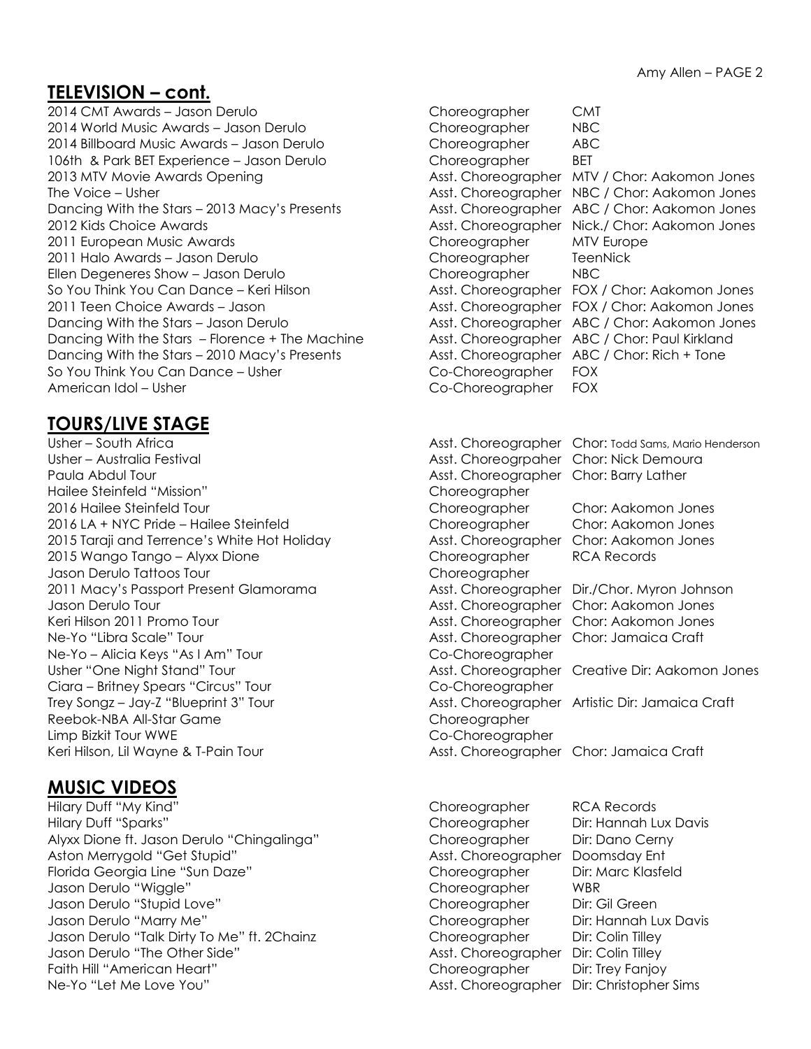## TELEVISION – cont.

| | | |
|---|---|---|
| 2014 CMT Awards – Jason Derulo | Choreographer | CMT |
| 2014 World Music Awards – Jason Derulo | Choreographer | NBC |
| 2014 Billboard Music Awards – Jason Derulo | Choreographer | ABC |
| 106th & Park BET Experience – Jason Derulo | Choreographer | BET |
| 2013 MTV Movie Awards Opening | Asst. Choreographer | MTV / Chor: Aakomon Jones |
| The Voice – Usher | Asst. Choreographer | NBC / Chor: Aakomon Jones |
| Dancing With the Stars – 2013 Macy's Presents | Asst. Choreographer | ABC / Chor: Aakomon Jones |
| 2012 Kids Choice Awards | Asst. Choreographer | Nick./ Chor: Aakomon Jones |
| 2011 European Music Awards | Choreographer | MTV Europe |
| 2011 Halo Awards – Jason Derulo | Choreographer | TeenNick |
| Ellen Degeneres Show – Jason Derulo | Choreographer | NBC |
| So You Think You Can Dance – Keri Hilson | Asst. Choreographer | FOX / Chor: Aakomon Jones |
| 2011 Teen Choice Awards – Jason | Asst. Choreographer | FOX / Chor: Aakomon Jones |
| Dancing With the Stars – Jason Derulo | Asst. Choreographer | ABC / Chor: Aakomon Jones |
| Dancing With the Stars – Florence + The Machine | Asst. Choreographer | ABC / Chor: Paul Kirkland |
| Dancing With the Stars – 2010 Macy's Presents | Asst. Choreographer | ABC / Chor: Rich + Tone |
| So You Think You Can Dance – Usher | Co-Choreographer | FOX |
| American Idol – Usher | Co-Choreographer | FOX |

## TOURS/LIVE STAGE

| | | |
|---|---|---|
| Usher – South Africa | Asst. Choreographer | Chor: Todd Sams, Mario Henderson |
| Usher – Australia Festival | Asst. Choreogrpaher | Chor: Nick Demoura |
| Paula Abdul Tour | Asst. Choreographer | Chor: Barry Lather |
| Hailee Steinfeld "Mission" | Choreographer | |
| 2016 Hailee Steinfeld Tour | Choreographer | Chor: Aakomon Jones |
| 2016 LA + NYC Pride – Hailee Steinfeld | Choreographer | Chor: Aakomon Jones |
| 2015 Taraji and Terrence's White Hot Holiday | Asst. Choreographer | Chor: Aakomon Jones |
| 2015 Wango Tango – Alyxx Dione | Choreographer | RCA Records |
| Jason Derulo Tattoos Tour | Choreographer | |
| 2011 Macy's Passport Present Glamorama | Asst. Choreographer | Dir./Chor. Myron Johnson |
| Jason Derulo Tour | Asst. Choreographer | Chor: Aakomon Jones |
| Keri Hilson 2011 Promo Tour | Asst. Choreographer | Chor: Aakomon Jones |
| Ne-Yo "Libra Scale" Tour | Asst. Choreographer | Chor: Jamaica Craft |
| Ne-Yo – Alicia Keys "As I Am" Tour | Co-Choreographer | |
| Usher "One Night Stand" Tour | Asst. Choreographer | Creative Dir: Aakomon Jones |
| Ciara – Britney Spears "Circus" Tour | Co-Choreographer | |
| Trey Songz – Jay-Z "Blueprint 3" Tour | Asst. Choreographer | Artistic Dir: Jamaica Craft |
| Reebok-NBA All-Star Game | Choreographer | |
| Limp Bizkit Tour WWE | Co-Choreographer | |
| Keri Hilson, Lil Wayne & T-Pain Tour | Asst. Choreographer | Chor: Jamaica Craft |

## MUSIC VIDEOS

| | | |
|---|---|---|
| Hilary Duff "My Kind" | Choreographer | RCA Records |
| Hilary Duff "Sparks" | Choreographer | Dir: Hannah Lux Davis |
| Alyxx Dione ft. Jason Derulo "Chingalinga" | Choreographer | Dir: Dano Cerny |
| Aston Merrygold "Get Stupid" | Asst. Choreographer | Doomsday Ent |
| Florida Georgia Line "Sun Daze" | Choreographer | Dir: Marc Klasfeld |
| Jason Derulo "Wiggle" | Choreographer | WBR |
| Jason Derulo "Stupid Love" | Choreographer | Dir: Gil Green |
| Jason Derulo "Marry Me" | Choreographer | Dir: Hannah Lux Davis |
| Jason Derulo "Talk Dirty To Me" ft. 2Chainz | Choreographer | Dir: Colin Tilley |
| Jason Derulo "The Other Side" | Asst. Choreographer | Dir: Colin Tilley |
| Faith Hill "American Heart" | Choreographer | Dir: Trey Fanjoy |
| Ne-Yo "Let Me Love You" | Asst. Choreographer | Dir: Christopher Sims |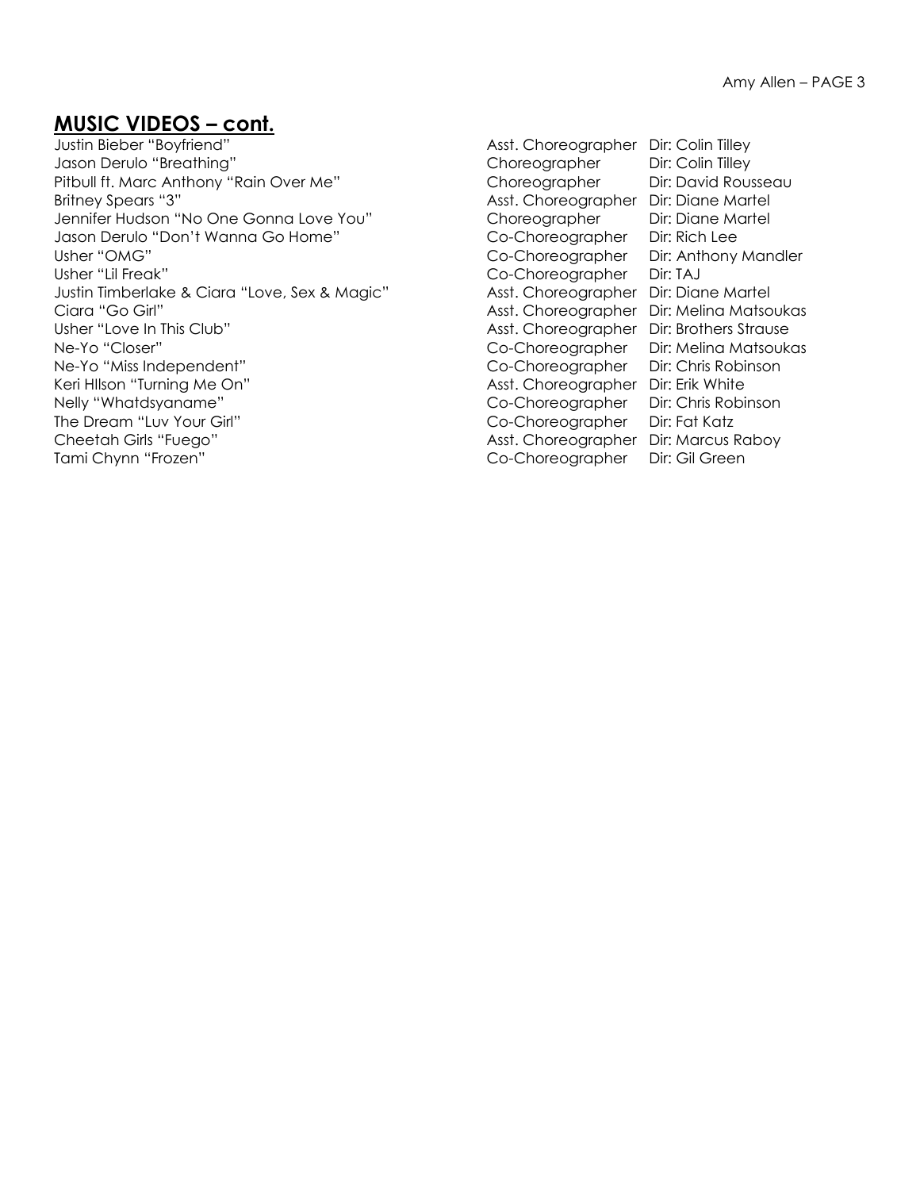## MUSIC VIDEOS – cont.

| | | |
|---|---|---|
| Justin Bieber "Boyfriend" | Asst. Choreographer | Dir: Colin Tilley |
| Jason Derulo "Breathing" | Choreographer | Dir: Colin Tilley |
| Pitbull ft. Marc Anthony "Rain Over Me" | Choreographer | Dir: David Rousseau |
| Britney Spears "3" | Asst. Choreographer | Dir: Diane Martel |
| Jennifer Hudson "No One Gonna Love You" | Choreographer | Dir: Diane Martel |
| Jason Derulo "Don't Wanna Go Home" | Co-Choreographer | Dir: Rich Lee |
| Usher "OMG" | Co-Choreographer | Dir: Anthony Mandler |
| Usher "Lil Freak" | Co-Choreographer | Dir: TAJ |
| Justin Timberlake & Ciara "Love, Sex & Magic" | Asst. Choreographer | Dir: Diane Martel |
| Ciara "Go Girl" | Asst. Choreographer | Dir: Melina Matsoukas |
| Usher "Love In This Club" | Asst. Choreographer | Dir: Brothers Strause |
| Ne-Yo "Closer" | Co-Choreographer | Dir: Melina Matsoukas |
| Ne-Yo "Miss Independent" | Co-Choreographer | Dir: Chris Robinson |
| Keri HIlson "Turning Me On" | Asst. Choreographer | Dir: Erik White |
| Nelly "Whatdsyaname" | Co-Choreographer | Dir: Chris Robinson |
| The Dream "Luv Your Girl" | Co-Choreographer | Dir: Fat Katz |
| Cheetah Girls "Fuego" | Asst. Choreographer | Dir: Marcus Raboy |
| Tami Chynn "Frozen" | Co-Choreographer | Dir: Gil Green |